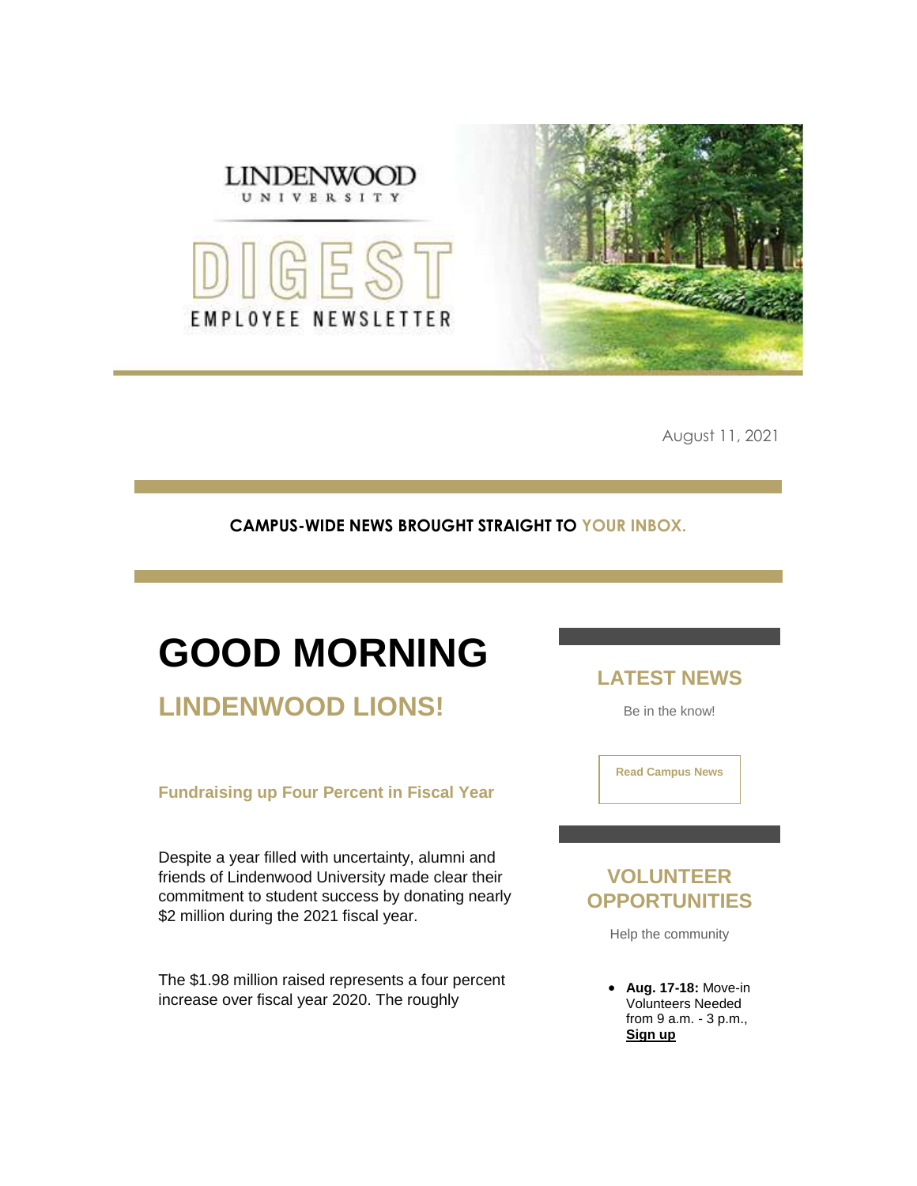LINDENWOOD UNIVERSITY

DIGEST

EMPLOYEE NEWSLETTER

August 11, 2021

**CAMPUS-WIDE NEWS BROUGHT STRAIGHT TO YOUR INBOX.**

# GOOD MORNING

## LINDENWOOD LIONS!

### Fundraising up Four Percent in Fiscal Year

Despite a year filled with uncertainty, alumni and friends of Lindenwood University made clear their commitment to student success by donating nearly $2 million during the 2021 fiscal year.

The $1.98 million raised represents a four percent increase over fiscal year 2020. The roughly

## LATEST NEWS

Be in the know!

**Read Campus News**

## VOLUNTEER OPPORTUNITIES

Help the community

- **Aug. 17-18:** Move-in Volunteers Needed from 9 a.m. - 3 p.m., **Sign up**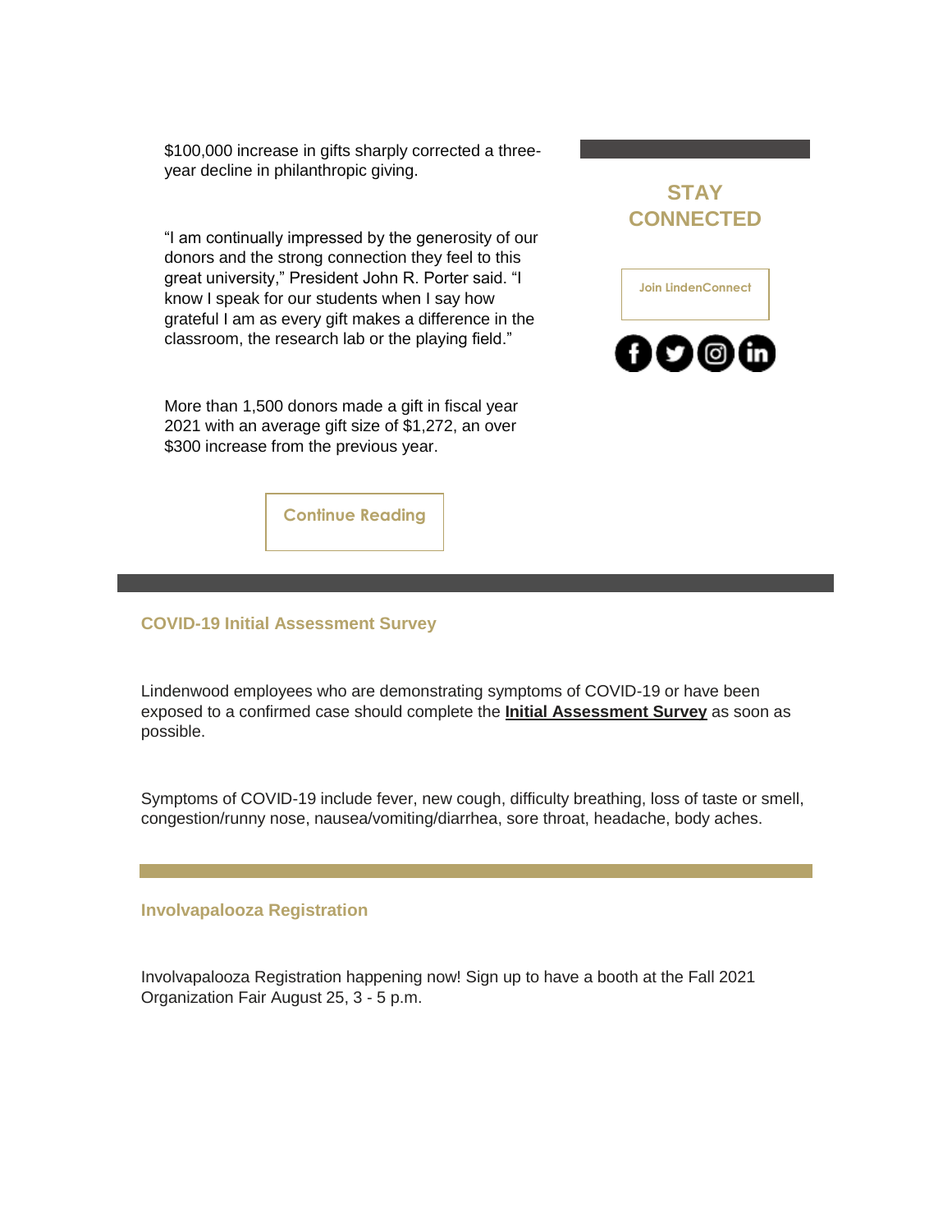$100,000 increase in gifts sharply corrected a three-year decline in philanthropic giving.

"I am continually impressed by the generosity of our donors and the strong connection they feel to this great university," President John R. Porter said. "I know I speak for our students when I say how grateful I am as every gift makes a difference in the classroom, the research lab or the playing field."

More than 1,500 donors made a gift in fiscal year 2021 with an average gift size of $1,272, an over $300 increase from the previous year.

Continue Reading

## STAY CONNECTED

Join LindenConnect

### COVID-19 Initial Assessment Survey

Lindenwood employees who are demonstrating symptoms of COVID-19 or have been exposed to a confirmed case should complete the **Initial Assessment Survey** as soon as possible.

Symptoms of COVID-19 include fever, new cough, difficulty breathing, loss of taste or smell, congestion/runny nose, nausea/vomiting/diarrhea, sore throat, headache, body aches.

### Involvapalooza Registration

Involvapalooza Registration happening now! Sign up to have a booth at the Fall 2021 Organization Fair August 25, 3 - 5 p.m.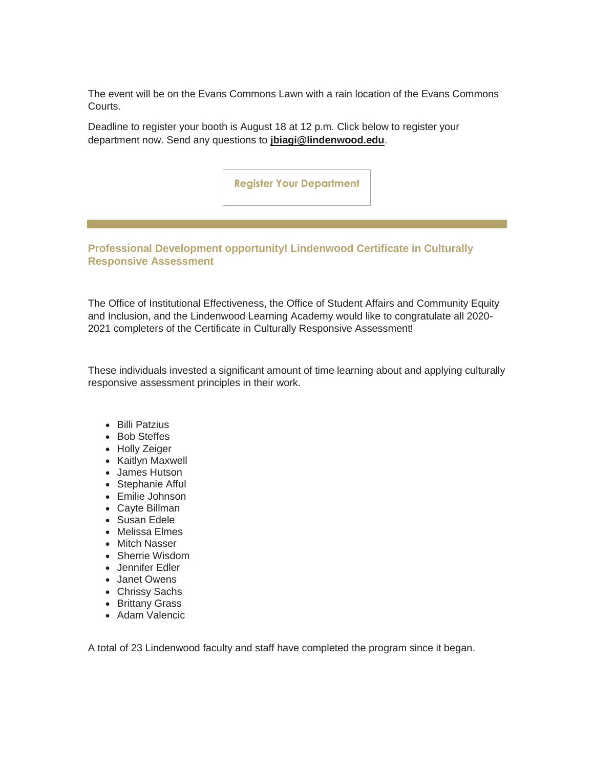The event will be on the Evans Commons Lawn with a rain location of the Evans Commons Courts.

Deadline to register your booth is August 18 at 12 p.m. Click below to register your department now. Send any questions to **jbiagi@lindenwood.edu**.

**Register Your Department**

---

### Professional Development opportunity! Lindenwood Certificate in Culturally Responsive Assessment

The Office of Institutional Effectiveness, the Office of Student Affairs and Community Equity and Inclusion, and the Lindenwood Learning Academy would like to congratulate all 2020-2021 completers of the Certificate in Culturally Responsive Assessment!

These individuals invested a significant amount of time learning about and applying culturally responsive assessment principles in their work.

- Billi Patzius
- Bob Steffes
- Holly Zeiger
- Kaitlyn Maxwell
- James Hutson
- Stephanie Afful
- Emilie Johnson
- Cayte Billman
- Susan Edele
- Melissa Elmes
- Mitch Nasser
- Sherrie Wisdom
- Jennifer Edler
- Janet Owens
- Chrissy Sachs
- Brittany Grass
- Adam Valencic

A total of 23 Lindenwood faculty and staff have completed the program since it began.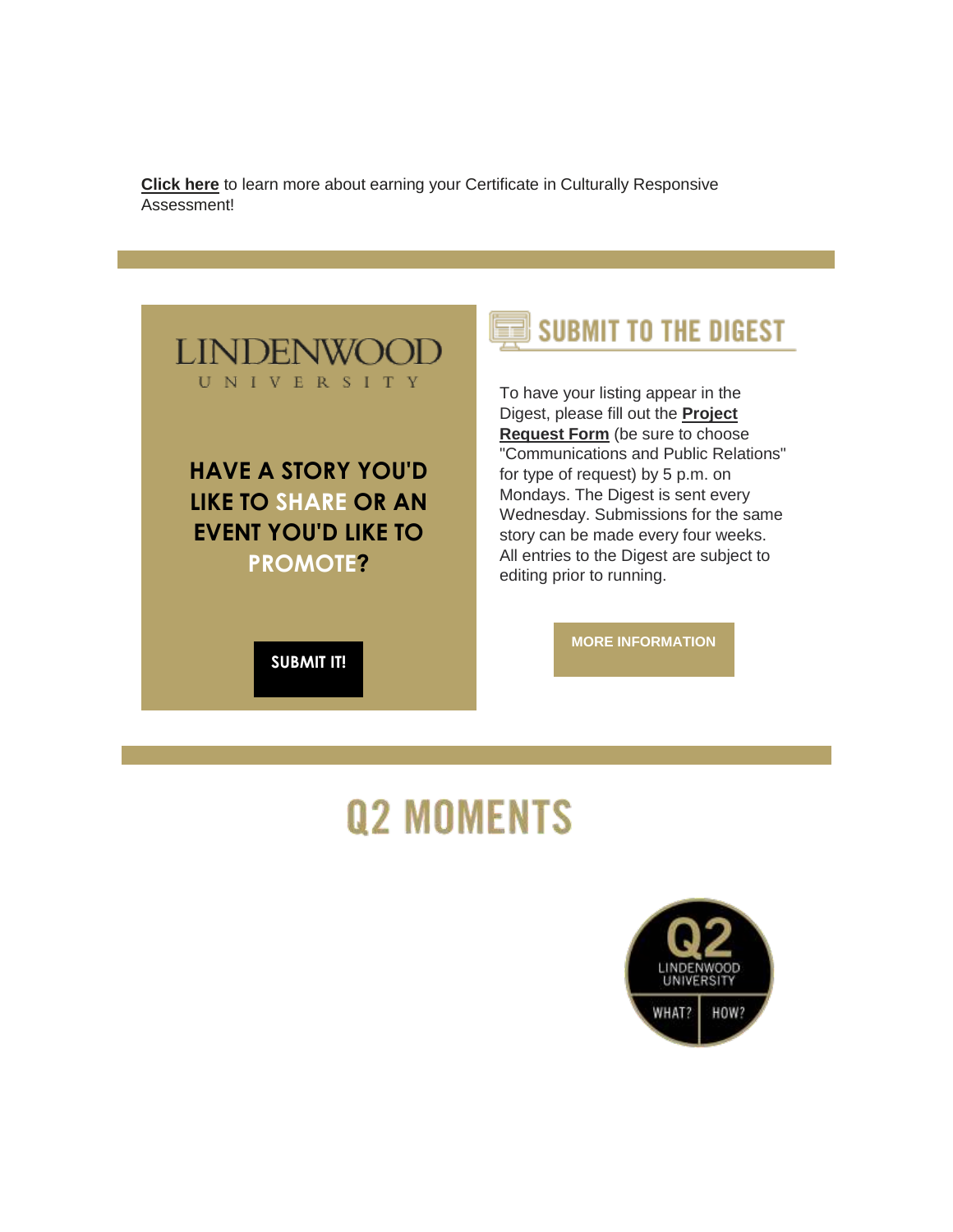**Click here** to learn more about earning your Certificate in Culturally Responsive Assessment!

---

LINDENWOOD UNIVERSITY

**HAVE A STORY YOU'D LIKE TO SHARE OR AN EVENT YOU'D LIKE TO PROMOTE?**

**SUBMIT IT!**

## SUBMIT TO THE DIGEST

To have your listing appear in the Digest, please fill out the **Project Request Form** (be sure to choose "Communications and Public Relations" for type of request) by 5 p.m. on Mondays. The Digest is sent every Wednesday. Submissions for the same story can be made every four weeks. All entries to the Digest are subject to editing prior to running.

**MORE INFORMATION**

---

# Q2 MOMENTS

Q2 LINDENWOOD UNIVERSITY WHAT? HOW?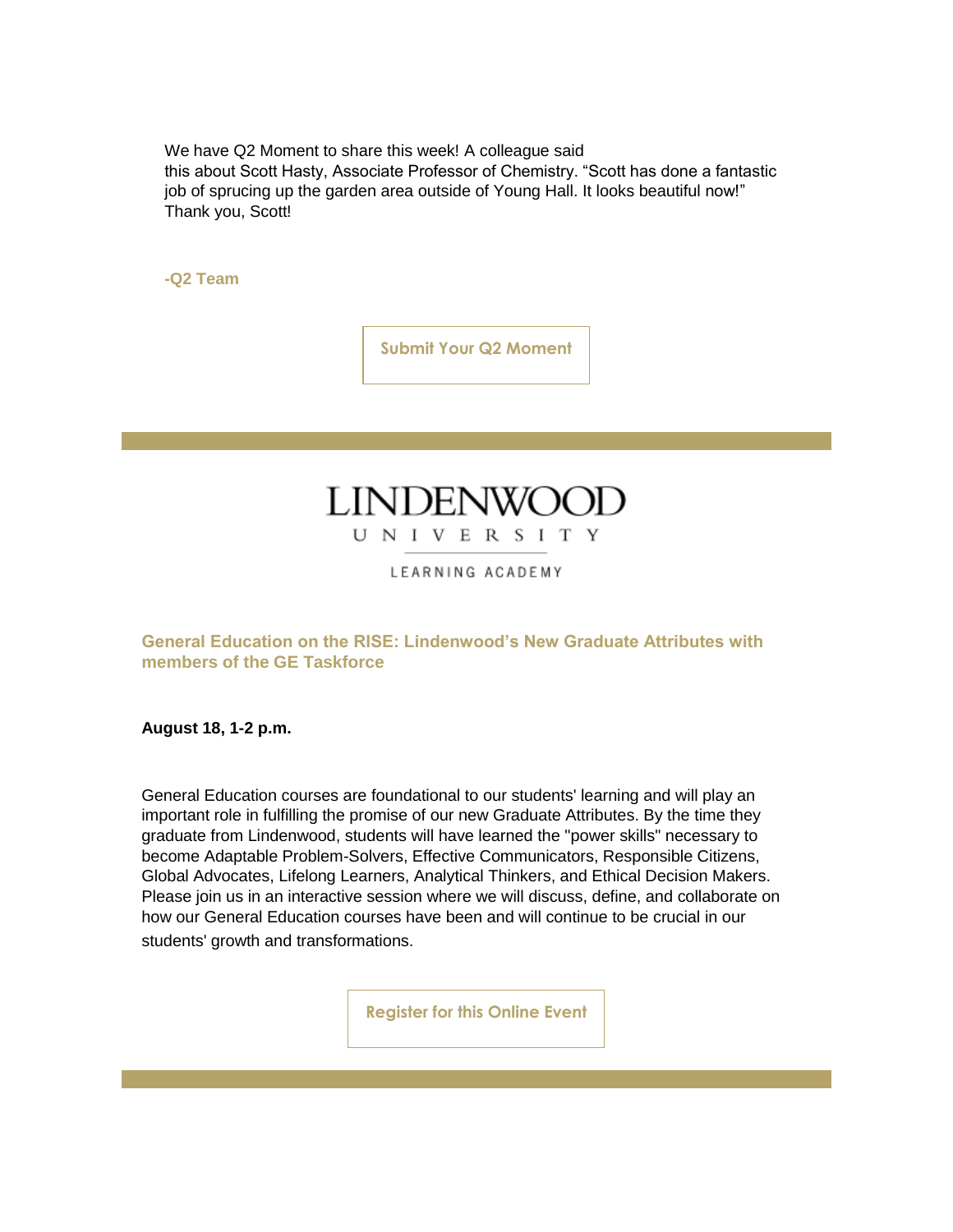We have Q2 Moment to share this week! A colleague said this about Scott Hasty, Associate Professor of Chemistry. “Scott has done a fantastic job of sprucing up the garden area outside of Young Hall. It looks beautiful now!” Thank you, Scott!

**-Q2 Team**

**Submit Your Q2 Moment**

LINDENWOOD
UNIVERSITY
LEARNING ACADEMY

### General Education on the RISE: Lindenwood’s New Graduate Attributes with members of the GE Taskforce

**August 18, 1-2 p.m.**

General Education courses are foundational to our students' learning and will play an important role in fulfilling the promise of our new Graduate Attributes. By the time they graduate from Lindenwood, students will have learned the "power skills" necessary to become Adaptable Problem-Solvers, Effective Communicators, Responsible Citizens, Global Advocates, Lifelong Learners, Analytical Thinkers, and Ethical Decision Makers. Please join us in an interactive session where we will discuss, define, and collaborate on how our General Education courses have been and will continue to be crucial in our students' growth and transformations.

**Register for this Online Event**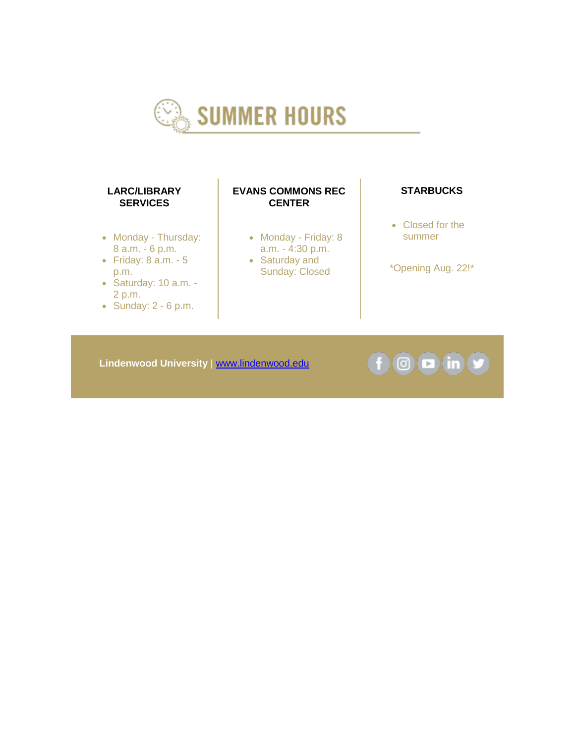# SUMMER HOURS

### LARC/LIBRARY SERVICES

- Monday - Thursday: 8 a.m. - 6 p.m.
- Friday: 8 a.m. - 5 p.m.
- Saturday: 10 a.m. - 2 p.m.
- Sunday: 2 - 6 p.m.

### EVANS COMMONS REC CENTER

- Monday - Friday: 8 a.m. - 4:30 p.m.
- Saturday and Sunday: Closed

### STARBUCKS

- Closed for the summer

*Opening Aug. 22!*

**Lindenwood University** | www.lindenwood.edu